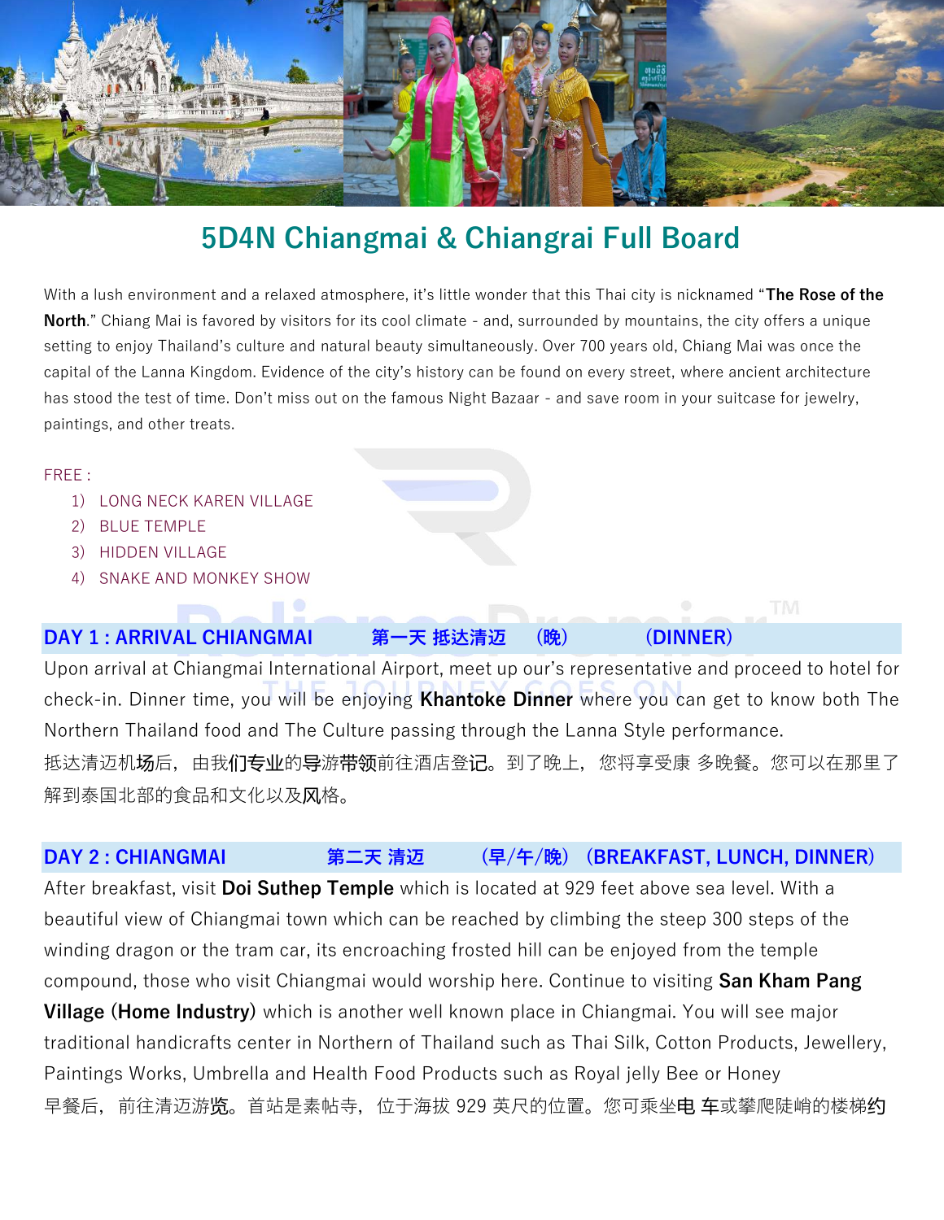# 5D4N Chiangmai & Chiangrai Full Board

With a lush environment and a relaxed atmosphere, it's little wonder that this Thai city is nicknamed "**The Rose of the North**." Chiang Mai is favored by visitors for its cool climate - and, surrounded by mountains, the city offers a unique setting to enjoy Thailand's culture and natural beauty simultaneously. Over 700 years old, Chiang Mai was once the capital of the Lanna Kingdom. Evidence of the city's history can be found on every street, where ancient architecture has stood the test of time. Don't miss out on the famous Night Bazaar - and save room in your suitcase for jewelry, paintings, and other treats.

FREE :

1) LONG NECK KAREN VILLAGE
2) BLUE TEMPLE
3) HIDDEN VILLAGE
4) SNAKE AND MONKEY SHOW

## DAY 1 : ARRIVAL CHIANGMAI 第一天 抵达清迈 （晚） （DINNER）

Upon arrival at Chiangmai International Airport, meet up our's representative and proceed to hotel for check-in. Dinner time, you will be enjoying **Khantoke Dinner** where you can get to know both The Northern Thailand food and The Culture passing through the Lanna Style performance.

抵达清迈机场后，由我们专业的导游带领前往酒店登记。到了晚上，您将享受康 多晚餐。您可以在那里了解到泰国北部的食品和文化以及风格。

## DAY 2 : CHIANGMAI 第二天 清迈 （早/午/晚）（BREAKFAST, LUNCH, DINNER）

After breakfast, visit **Doi Suthep Temple** which is located at 929 feet above sea level. With a beautiful view of Chiangmai town which can be reached by climbing the steep 300 steps of the winding dragon or the tram car, its encroaching frosted hill can be enjoyed from the temple compound, those who visit Chiangmai would worship here. Continue to visiting **San Kham Pang Village (Home Industry)** which is another well known place in Chiangmai. You will see major traditional handicrafts center in Northern of Thailand such as Thai Silk, Cotton Products, Jewellery, Paintings Works, Umbrella and Health Food Products such as Royal jelly Bee or Honey

早餐后，前往清迈游览。首站是素帖寺，位于海拔 929 英尺的位置。您可乘坐电 车或攀爬陡峭的楼梯约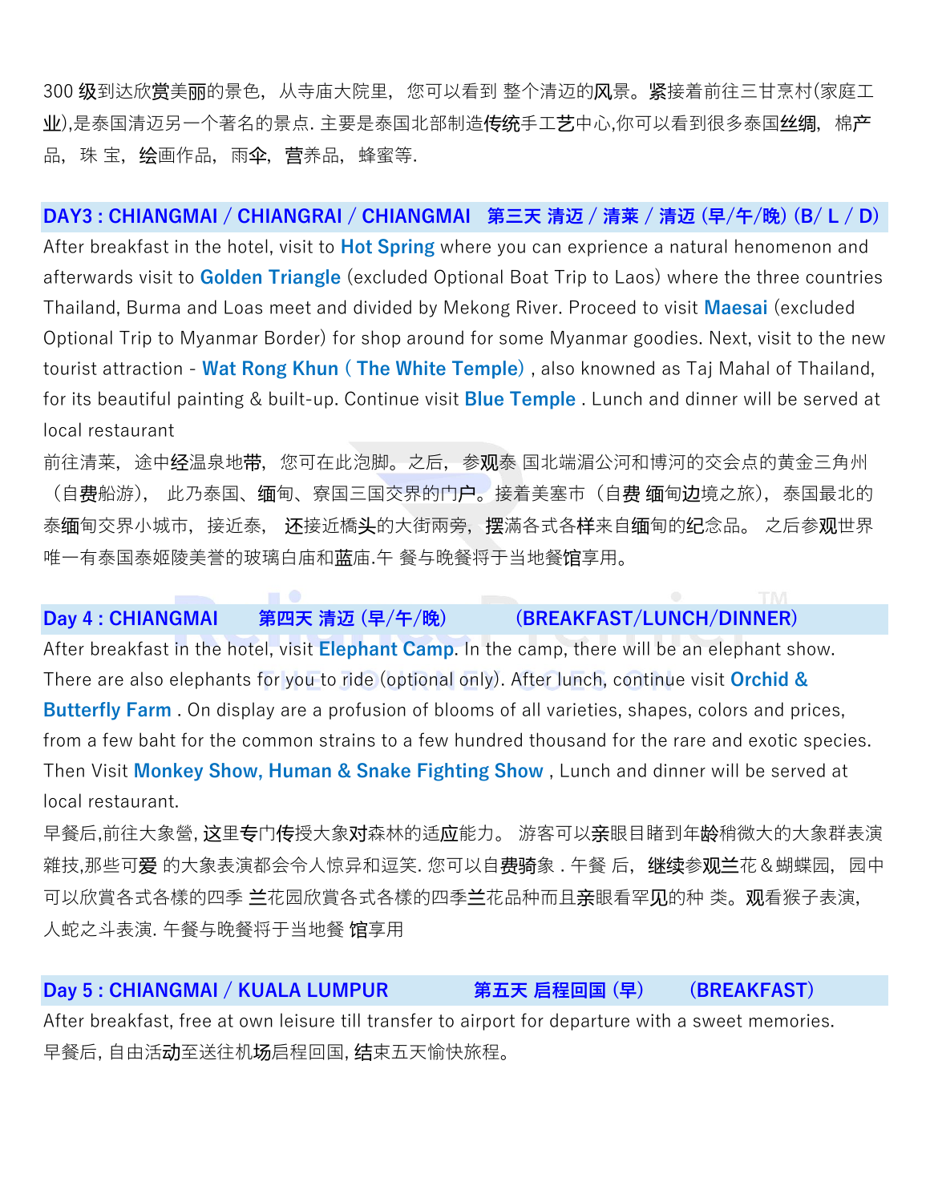300 级到达欣赏美丽的景色，从寺庙大院里， 您可以看到 整个清迈的风景。紧接着前往三甘烹村(家庭工业),是泰国清迈另一个著名的景点. 主要是泰国北部制造传统手工艺中心,你可以看到很多泰国丝绸， 棉产品， 珠 宝， 绘画作品， 雨伞， 营养品， 蜂蜜等.

## DAY3 : CHIANGMAI / CHIANGRAI / CHIANGMAI 第三天 清迈 / 清莱 / 清迈 (早/午/晚) (B/ L / D)

After breakfast in the hotel, visit to **Hot Spring** where you can exprience a natural henomenon and afterwards visit to **Golden Triangle** (excluded Optional Boat Trip to Laos) where the three countries Thailand, Burma and Loas meet and divided by Mekong River. Proceed to visit **Maesai** (excluded Optional Trip to Myanmar Border) for shop around for some Myanmar goodies. Next, visit to the new tourist attraction - **Wat Rong Khun ( The White Temple)** , also knowned as Taj Mahal of Thailand, for its beautiful painting & built-up. Continue visit **Blue Temple** . Lunch and dinner will be served at local restaurant

前往清莱， 途中经温泉地带， 您可在此泡脚。之后， 参观泰 国北端湄公河和博河的交会点的黄金三角州（自费船游）， 此乃泰国、缅甸、寮国三国交界的门户。接着美塞市（自费 缅甸边境之旅）， 泰国最北的泰缅甸交界小城市， 接近泰， 还接近橋头的大街兩旁，摆滿各式各样来自缅甸的纪念品。 之后参观世界唯一有泰国泰姬陵美誉的玻璃白庙和蓝庙.午 餐与晚餐将于当地餐馆享用。

## Day 4 : CHIANGMAI 第四天 清迈 (早/午/晚) (BREAKFAST/LUNCH/DINNER)

After breakfast in the hotel, visit **Elephant Camp**. In the camp, there will be an elephant show. There are also elephants for you to ride (optional only). After lunch, continue visit **Orchid & Butterfly Farm** . On display are a profusion of blooms of all varieties, shapes, colors and prices, from a few baht for the common strains to a few hundred thousand for the rare and exotic species. Then Visit **Monkey Show, Human & Snake Fighting Show** , Lunch and dinner will be served at local restaurant.

早餐后,前往大象營, 这里专门传授大象对森林的适应能力。 游客可以亲眼目睹到年龄稍微大的大象群表演雜技,那些可爱 的大象表演都会令人惊异和逗笑. 您可以自费骑象 . 午餐 后， 继续参观兰花＆蝴蝶园， 园中可以欣賞各式各樣的四季 兰花园欣賞各式各樣的四季兰花品种而且亲眼看罕见的种 类。观看猴子表演，人蛇之斗表演. 午餐与晚餐将于当地餐 馆享用

## Day 5 : CHIANGMAI / KUALA LUMPUR 第五天 启程回国 (早) (BREAKFAST)

After breakfast, free at own leisure till transfer to airport for departure with a sweet memories.

早餐后, 自由活动至送往机场启程回国, 结束五天愉快旅程。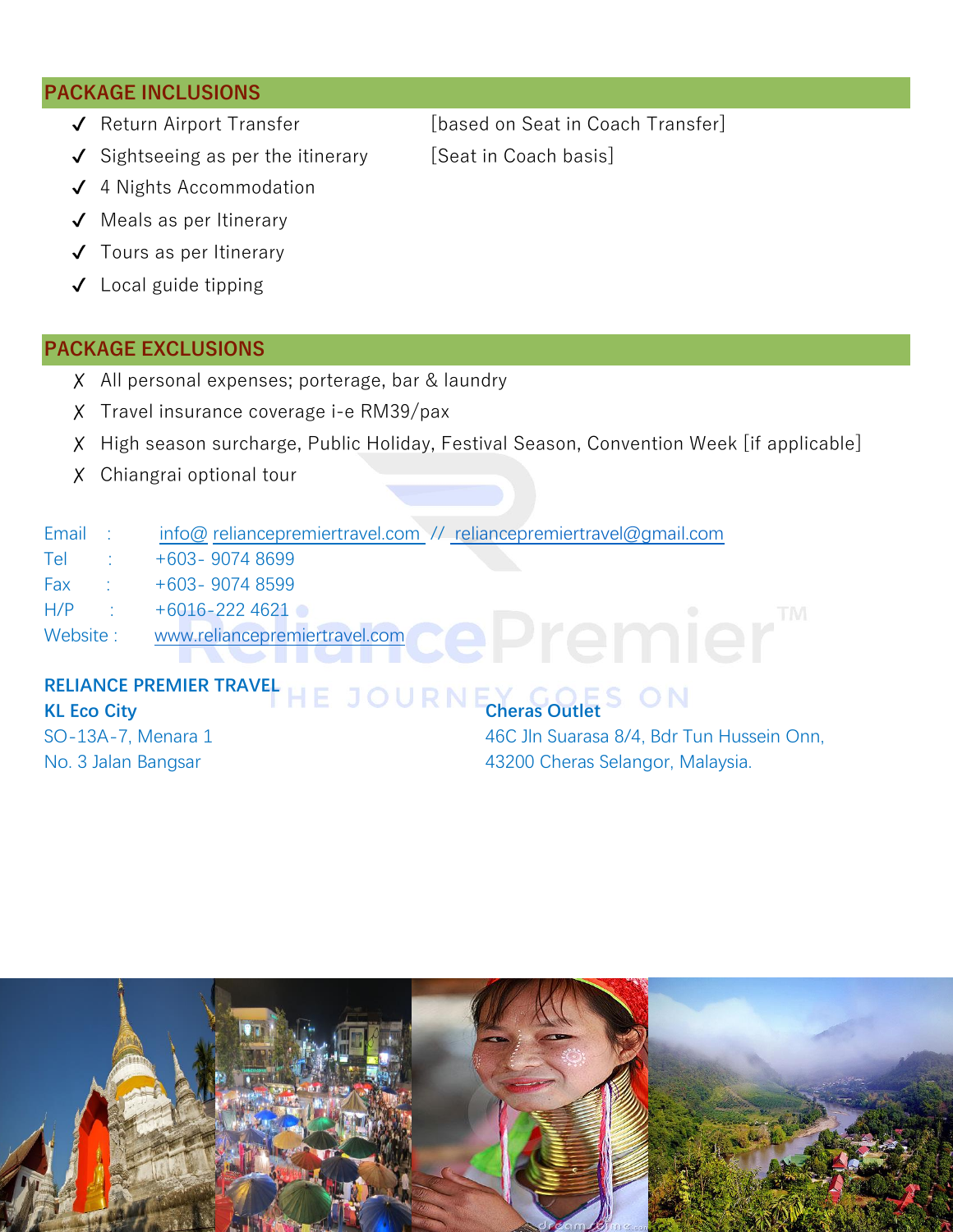## PACKAGE INCLUSIONS

- ✓ Return Airport Transfer [based on Seat in Coach Transfer]
- ✓ Sightseeing as per the itinerary [Seat in Coach basis]
- ✓ 4 Nights Accommodation
- ✓ Meals as per Itinerary
- ✓ Tours as per Itinerary
- ✓ Local guide tipping

## PACKAGE EXCLUSIONS

- ✗ All personal expenses; porterage, bar & laundry
- ✗ Travel insurance coverage i-e RM39/pax
- ✗ High season surcharge, Public Holiday, Festival Season, Convention Week [if applicable]
- ✗ Chiangrai optional tour

Email : info@ reliancepremiertravel.com // reliancepremiertravel@gmail.com
Tel : +603- 9074 8699
Fax : +603- 9074 8599
H/P : +6016-222 4621
Website : www.reliancepremiertravel.com

**RELIANCE PREMIER TRAVEL**

**KL Eco City**
SO-13A-7, Menara 1
No. 3 Jalan Bangsar

**Cheras Outlet**
46C Jln Suarasa 8/4, Bdr Tun Hussein Onn,
43200 Cheras Selangor, Malaysia.